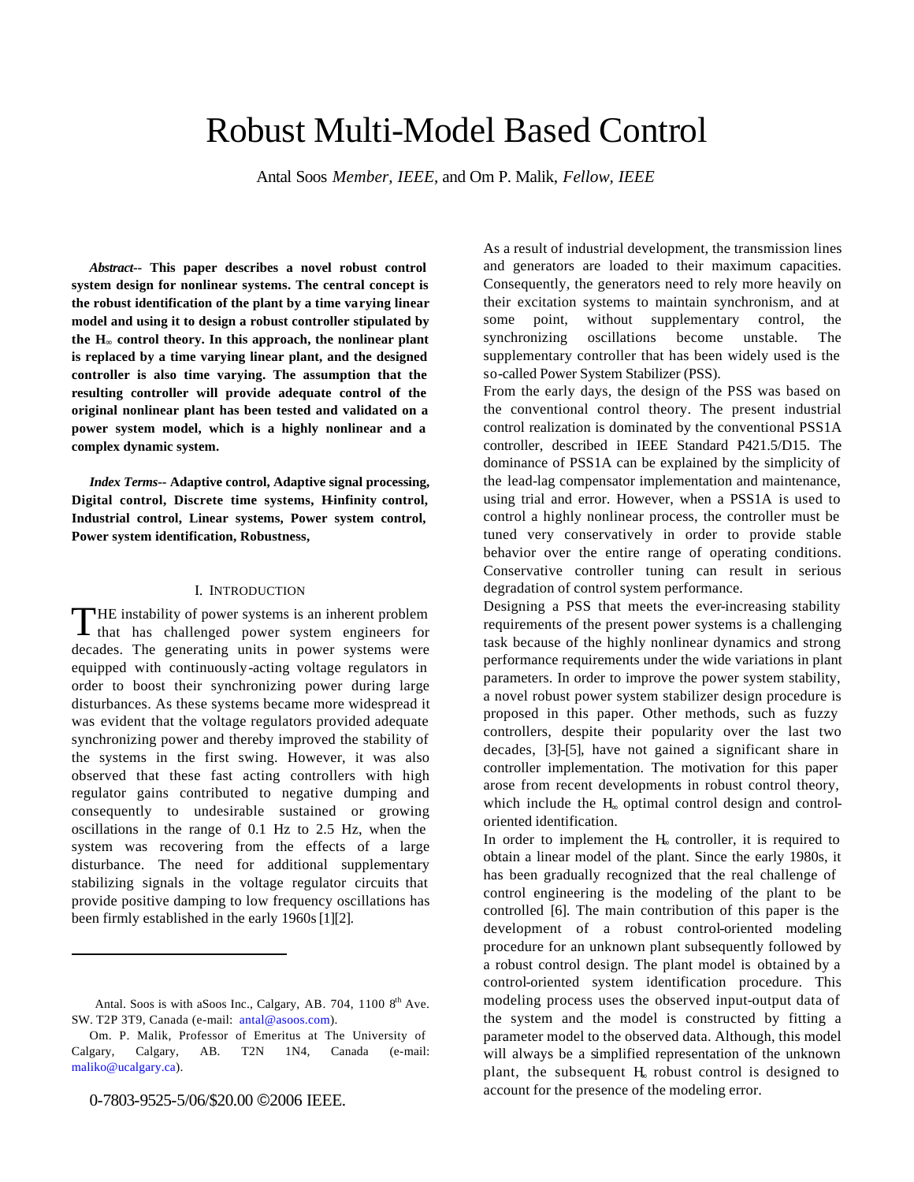# Robust Multi-Model Based Control

Antal Soos *Member, IEEE*, and Om P. Malik, *Fellow, IEEE*

***Abstract*****-- This paper describes a novel robust control system design for nonlinear systems. The central concept is the robust identification of the plant by a time varying linear model and using it to design a robust controller stipulated by the $H_\infty$ control theory. In this approach, the nonlinear plant is replaced by a time varying linear plant, and the designed controller is also time varying. The assumption that the resulting controller will provide adequate control of the original nonlinear plant has been tested and validated on a power system model, which is a highly nonlinear and a complex dynamic system.**

***Index Terms*****-- Adaptive control, Adaptive signal processing, Digital control, Discrete time systems, Hinfinity control, Industrial control, Linear systems, Power system control, Power system identification, Robustness,**

## I. Introduction

THE instability of power systems is an inherent problem that has challenged power system engineers for decades. The generating units in power systems were equipped with continuously-acting voltage regulators in order to boost their synchronizing power during large disturbances. As these systems became more widespread it was evident that the voltage regulators provided adequate synchronizing power and thereby improved the stability of the systems in the first swing. However, it was also observed that these fast acting controllers with high regulator gains contributed to negative dumping and consequently to undesirable sustained or growing oscillations in the range of 0.1 Hz to 2.5 Hz, when the system was recovering from the effects of a large disturbance. The need for additional supplementary stabilizing signals in the voltage regulator circuits that provide positive damping to low frequency oscillations has been firmly established in the early 1960s [1][2].

As a result of industrial development, the transmission lines and generators are loaded to their maximum capacities. Consequently, the generators need to rely more heavily on their excitation systems to maintain synchronism, and at some point, without supplementary control, the synchronizing oscillations become unstable. The supplementary controller that has been widely used is the so-called Power System Stabilizer (PSS).

From the early days, the design of the PSS was based on the conventional control theory. The present industrial control realization is dominated by the conventional PSS1A controller, described in IEEE Standard P421.5/D15. The dominance of PSS1A can be explained by the simplicity of the lead-lag compensator implementation and maintenance, using trial and error. However, when a PSS1A is used to control a highly nonlinear process, the controller must be tuned very conservatively in order to provide stable behavior over the entire range of operating conditions. Conservative controller tuning can result in serious degradation of control system performance.

Designing a PSS that meets the ever-increasing stability requirements of the present power systems is a challenging task because of the highly nonlinear dynamics and strong performance requirements under the wide variations in plant parameters. In order to improve the power system stability, a novel robust power system stabilizer design procedure is proposed in this paper. Other methods, such as fuzzy controllers, despite their popularity over the last two decades, [3]-[5], have not gained a significant share in controller implementation. The motivation for this paper arose from recent developments in robust control theory, which include the $H_\infty$ optimal control design and control-oriented identification.

In order to implement the $H_\infty$ controller, it is required to obtain a linear model of the plant. Since the early 1980s, it has been gradually recognized that the real challenge of control engineering is the modeling of the plant to be controlled [6]. The main contribution of this paper is the development of a robust control-oriented modeling procedure for an unknown plant subsequently followed by a robust control design. The plant model is obtained by a control-oriented system identification procedure. This modeling process uses the observed input-output data of the system and the model is constructed by fitting a parameter model to the observed data. Although, this model will always be a simplified representation of the unknown plant, the subsequent $H_\infty$ robust control is designed to account for the presence of the modeling error.

---

Antal. Soos is with aSoos Inc., Calgary, AB. 704, 1100 8th Ave. SW. T2P 3T9, Canada (e-mail: antal@asoos.com).

Om. P. Malik, Professor of Emeritus at The University of Calgary, Calgary, AB. T2N 1N4, Canada (e-mail: maliko@ucalgary.ca).

0-7803-9525-5/06/$20.00 ©2006 IEEE.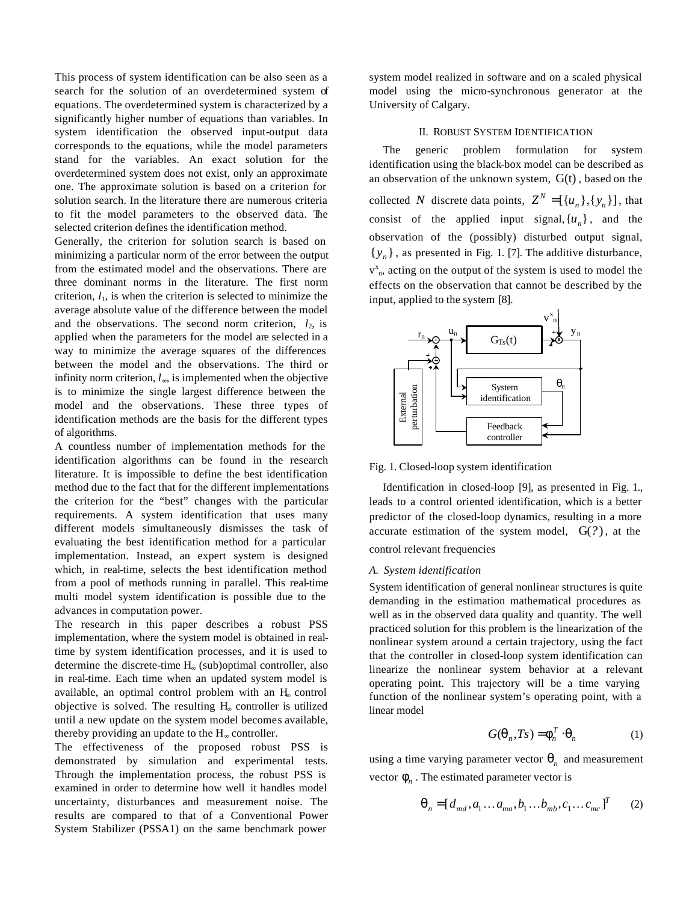This process of system identification can be also seen as a search for the solution of an overdetermined system of equations. The overdetermined system is characterized by a significantly higher number of equations than variables. In system identification the observed input-output data corresponds to the equations, while the model parameters stand for the variables. An exact solution for the overdetermined system does not exist, only an approximate one. The approximate solution is based on a criterion for solution search. In the literature there are numerous criteria to fit the model parameters to the observed data. The selected criterion defines the identification method.

Generally, the criterion for solution search is based on minimizing a particular norm of the error between the output from the estimated model and the observations. There are three dominant norms in the literature. The first norm criterion, $l_1$, is when the criterion is selected to minimize the average absolute value of the difference between the model and the observations. The second norm criterion, $l_2$, is applied when the parameters for the model are selected in a way to minimize the average squares of the differences between the model and the observations. The third or infinity norm criterion, $l_\infty$, is implemented when the objective is to minimize the single largest difference between the model and the observations. These three types of identification methods are the basis for the different types of algorithms.

A countless number of implementation methods for the identification algorithms can be found in the research literature. It is impossible to define the best identification method due to the fact that for the different implementations the criterion for the "best" changes with the particular requirements. A system identification that uses many different models simultaneously dismisses the task of evaluating the best identification method for a particular implementation. Instead, an expert system is designed which, in real-time, selects the best identification method from a pool of methods running in parallel. This real-time multi model system identification is possible due to the advances in computation power.

The research in this paper describes a robust PSS implementation, where the system model is obtained in real-time by system identification processes, and it is used to determine the discrete-time $H_\infty$ (sub)optimal controller, also in real-time. Each time when an updated system model is available, an optimal control problem with an $H_\infty$ control objective is solved. The resulting $H_\infty$ controller is utilized until a new update on the system model becomes available, thereby providing an update to the $H_\infty$ controller.

The effectiveness of the proposed robust PSS is demonstrated by simulation and experimental tests. Through the implementation process, the robust PSS is examined in order to determine how well it handles model uncertainty, disturbances and measurement noise. The results are compared to that of a Conventional Power System Stabilizer (PSSA1) on the same benchmark power system model realized in software and on a scaled physical model using the micro-synchronous generator at the University of Calgary.

## II. Robust System Identification

The generic problem formulation for system identification using the black-box model can be described as an observation of the unknown system, $G(t)$, based on the collected $N$ discrete data points, $Z^N = [\{u_n\},\{y_n\}]$, that consist of the applied input signal, $\{u_n\}$, and the observation of the (possibly) disturbed output signal, $\{y_n\}$, as presented in Fig. 1. [7]. The additive disturbance, $v^x_n$, acting on the output of the system is used to model the effects on the observation that cannot be described by the input, applied to the system [8].

Fig. 1. Closed-loop system identification

Identification in closed-loop [9], as presented in Fig. 1., leads to a control oriented identification, which is a better predictor of the closed-loop dynamics, resulting in a more accurate estimation of the system model, $G(?)$, at the control relevant frequencies

### A. System identification

System identification of general nonlinear structures is quite demanding in the estimation mathematical procedures as well as in the observed data quality and quantity. The well practiced solution for this problem is the linearization of the nonlinear system around a certain trajectory, using the fact that the controller in closed-loop system identification can linearize the nonlinear system behavior at a relevant operating point. This trajectory will be a time varying function of the nonlinear system's operating point, with a linear model

$$G(\theta_n, Ts) = \phi_n^T \cdot \theta_n \tag{1}$$

using a time varying parameter vector $\theta_n$ and measurement vector $\phi_n$. The estimated parameter vector is

$$\theta_n = [d_{md}, a_1 \ldots a_{ma}, b_1 \ldots b_{mb}, c_1 \ldots c_{mc}]^T \tag{2}$$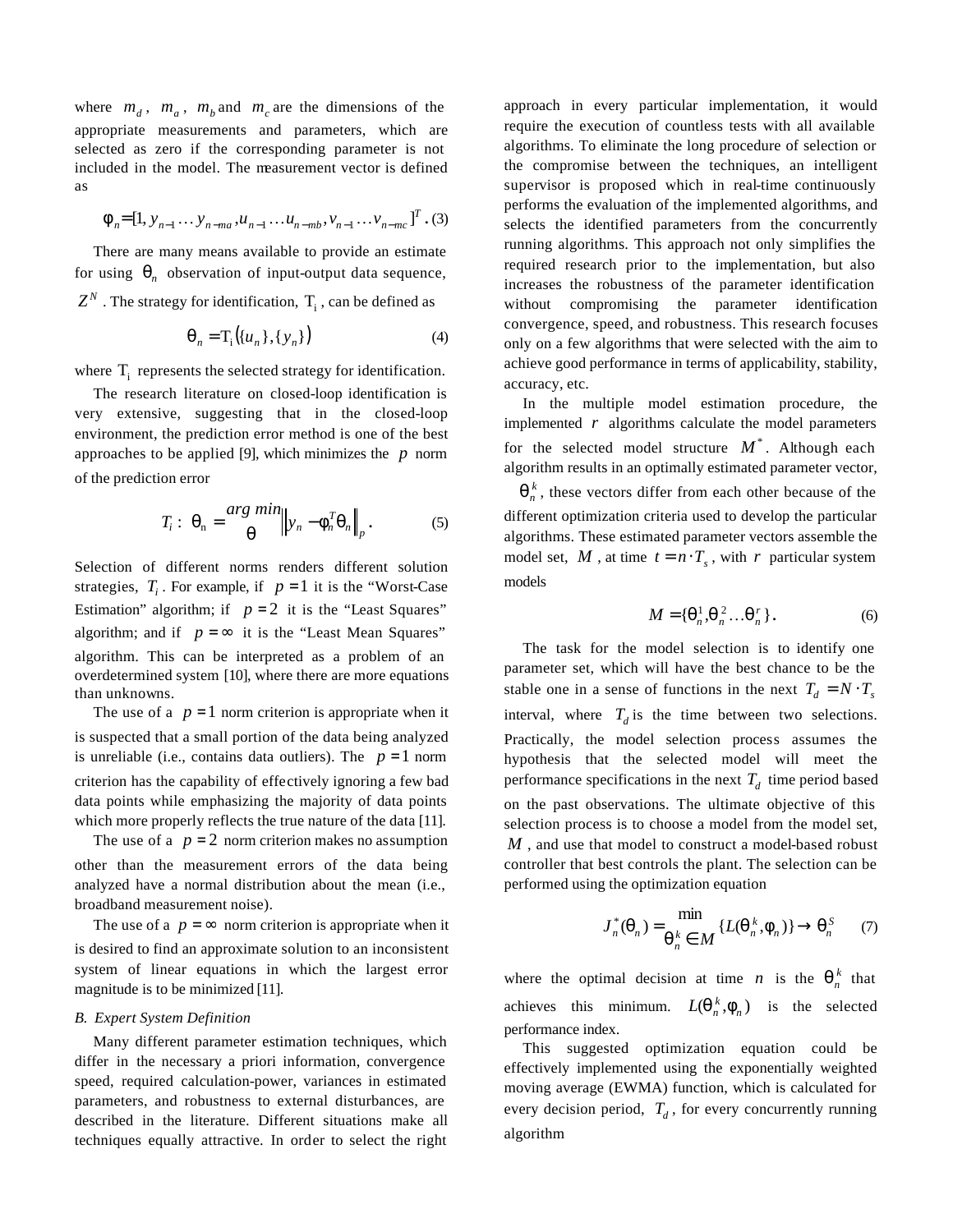where $m_d$, $m_a$, $m_b$ and $m_c$ are the dimensions of the appropriate measurements and parameters, which are selected as zero if the corresponding parameter is not included in the model. The measurement vector is defined as

$$\varphi_n = [1, y_{n-1} \dots y_{n-ma}, u_{n-1} \dots u_{n-mb}, v_{n-1} \dots v_{n-mc}]^T . \quad (3)$$

There are many means available to provide an estimate for using $\theta_n$ observation of input-output data sequence, $Z^N$. The strategy for identification, $T_i$, can be defined as

$$\theta_n = T_i(\{u_n\}, \{y_n\}) \quad (4)$$

where $T_i$ represents the selected strategy for identification.

The research literature on closed-loop identification is very extensive, suggesting that in the closed-loop environment, the prediction error method is one of the best approaches to be applied [9], which minimizes the $p$ norm of the prediction error

$$T_i: \ \theta_n = \underset{\theta}{\arg\min} \left\| y_n - \varphi_n^T \theta_n \right\|_p . \quad (5)$$

Selection of different norms renders different solution strategies, $T_i$. For example, if $p = 1$ it is the "Worst-Case Estimation" algorithm; if $p = 2$ it is the "Least Squares" algorithm; and if $p = \infty$ it is the "Least Mean Squares" algorithm. This can be interpreted as a problem of an overdetermined system [10], where there are more equations than unknowns.

The use of a $p = 1$ norm criterion is appropriate when it is suspected that a small portion of the data being analyzed is unreliable (i.e., contains data outliers). The $p = 1$ norm criterion has the capability of effectively ignoring a few bad data points while emphasizing the majority of data points which more properly reflects the true nature of the data [11].

The use of a $p = 2$ norm criterion makes no assumption other than the measurement errors of the data being analyzed have a normal distribution about the mean (i.e., broadband measurement noise).

The use of a $p = \infty$ norm criterion is appropriate when it is desired to find an approximate solution to an inconsistent system of linear equations in which the largest error magnitude is to be minimized [11].

*B. Expert System Definition*

Many different parameter estimation techniques, which differ in the necessary a priori information, convergence speed, required calculation-power, variances in estimated parameters, and robustness to external disturbances, are described in the literature. Different situations make all techniques equally attractive. In order to select the right approach in every particular implementation, it would require the execution of countless tests with all available algorithms. To eliminate the long procedure of selection or the compromise between the techniques, an intelligent supervisor is proposed which in real-time continuously performs the evaluation of the implemented algorithms, and selects the identified parameters from the concurrently running algorithms. This approach not only simplifies the required research prior to the implementation, but also increases the robustness of the parameter identification without compromising the parameter identification convergence, speed, and robustness. This research focuses only on a few algorithms that were selected with the aim to achieve good performance in terms of applicability, stability, accuracy, etc.

In the multiple model estimation procedure, the implemented $r$ algorithms calculate the model parameters for the selected model structure $M^*$. Although each algorithm results in an optimally estimated parameter vector, $\theta_n^k$, these vectors differ from each other because of the different optimization criteria used to develop the particular algorithms. These estimated parameter vectors assemble the model set, $M$, at time $t = n \cdot T_s$, with $r$ particular system models

$$M = \{\theta_n^1, \theta_n^2 \dots \theta_n^r\}. \quad (6)$$

The task for the model selection is to identify one parameter set, which will have the best chance to be the stable one in a sense of functions in the next $T_d = N \cdot T_s$ interval, where $T_d$ is the time between two selections. Practically, the model selection process assumes the hypothesis that the selected model will meet the performance specifications in the next $T_d$ time period based on the past observations. The ultimate objective of this selection process is to choose a model from the model set, $M$, and use that model to construct a model-based robust controller that best controls the plant. The selection can be performed using the optimization equation

$$J_n^*(\theta_n) = \min_{\theta_n^k \in M} \{L(\theta_n^k, \varphi_n)\} \rightarrow \theta_n^S \quad (7)$$

where the optimal decision at time $n$ is the $\theta_n^k$ that achieves this minimum. $L(\theta_n^k, \varphi_n)$ is the selected performance index.

This suggested optimization equation could be effectively implemented using the exponentially weighted moving average (EWMA) function, which is calculated for every decision period, $T_d$, for every concurrently running algorithm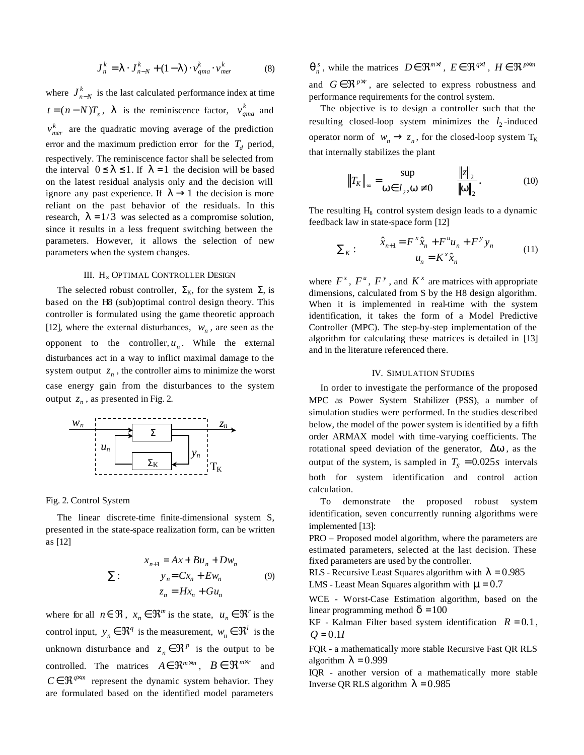$$J_n^k = \lambda \cdot J_{n-N}^k + (1-\lambda) \cdot v_{qma}^k \cdot v_{mer}^k \qquad (8)$$

where $J_{n-N}^k$ is the last calculated performance index at time $t = (n-N)T_s$, $\lambda$ is the reminiscence factor, $v_{qma}^k$ and $v_{mer}^k$ are the quadratic moving average of the prediction error and the maximum prediction error for the $T_d$ period, respectively. The reminiscence factor shall be selected from the interval $0 \le \lambda \le 1$. If $\lambda = 1$ the decision will be based on the latest residual analysis only and the decision will ignore any past experience. If $\lambda \to 1$ the decision is more reliant on the past behavior of the residuals. In this research, $\lambda = 1/3$ was selected as a compromise solution, since it results in a less frequent switching between the parameters. However, it allows the selection of new parameters when the system changes.

## III. H∞ Optimal Controller Design

The selected robust controller, $\Sigma_K$, for the system $\Sigma$, is based on the H8 (sub)optimal control design theory. This controller is formulated using the game theoretic approach [12], where the external disturbances, $w_n$, are seen as the opponent to the controller, $u_n$. While the external disturbances act in a way to inflict maximal damage to the system output $z_n$, the controller aims to minimize the worst case energy gain from the disturbances to the system output $z_n$, as presented in Fig. 2.

Fig. 2. Control System

The linear discrete-time finite-dimensional system S, presented in the state-space realization form, can be written as [12]

$$\Sigma: \quad \begin{aligned} x_{n+1} &= Ax + Bu_n + Dw_n \\ y_n &= Cx_n + Ew_n \\ z_n &= Hx_n + Gu_n \end{aligned} \qquad (9)$$

where for all $n \in \Re$, $x_n \in \Re^m$ is the state, $u_n \in \Re^r$ is the control input, $y_n \in \Re^q$ is the measurement, $w_n \in \Re^l$ is the unknown disturbance and $z_n \in \Re^p$ is the output to be controlled. The matrices $A \in \Re^{m \times m}$, $B \in \Re^{m \times r}$ and $C \in \Re^{q \times m}$ represent the dynamic system behavior. They are formulated based on the identified model parameters $\theta_n^s$, while the matrices $D \in \Re^{m \times l}$, $E \in \Re^{q \times l}$, $H \in \Re^{p \times m}$ and $G \in \Re^{p \times r}$, are selected to express robustness and performance requirements for the control system.

The objective is to design a controller such that the resulting closed-loop system minimizes the $l_2$-induced operator norm of $w_n \to z_n$, for the closed-loop system $T_K$ that internally stabilizes the plant

$$\|T_K\|_\infty = \sup_{\omega \in l_2, \omega \neq 0} \frac{\|z\|_2}{\|\omega\|_2}. \qquad (10)$$

The resulting H8 control system design leads to a dynamic feedback law in state-space form [12]

$$\Sigma_K: \quad \begin{aligned} \hat{x}_{n+1} &= F^x \hat{x}_n + F^u u_n + F^y y_n \\ u_n &= K^x \hat{x}_n \end{aligned} \qquad (11)$$

where $F^x$, $F^u$, $F^y$, and $K^x$ are matrices with appropriate dimensions, calculated from S by the H8 design algorithm. When it is implemented in real-time with the system identification, it takes the form of a Model Predictive Controller (MPC). The step-by-step implementation of the algorithm for calculating these matrices is detailed in [13] and in the literature referenced there.

## IV. Simulation Studies

In order to investigate the performance of the proposed MPC as Power System Stabilizer (PSS), a number of simulation studies were performed. In the studies described below, the model of the power system is identified by a fifth order ARMAX model with time-varying coefficients. The rotational speed deviation of the generator, $\Delta\omega$, as the output of the system, is sampled in $T_S = 0.025s$ intervals both for system identification and control action calculation.

To demonstrate the proposed robust system identification, seven concurrently running algorithms were implemented [13]:

PRO – Proposed model algorithm, where the parameters are estimated parameters, selected at the last decision. These fixed parameters are used by the controller.

RLS - Recursive Least Squares algorithm with $\lambda = 0.985$

LMS - Least Mean Squares algorithm with $\mu = 0.7$

WCE - Worst-Case Estimation algorithm, based on the linear programming method $\delta = 100$

KF - Kalman Filter based system identification $R = 0.1$, $Q = 0.1I$

FQR - a mathematically more stable Recursive Fast QR RLS algorithm $\lambda = 0.999$

IQR - another version of a mathematically more stable Inverse QR RLS algorithm $\lambda = 0.985$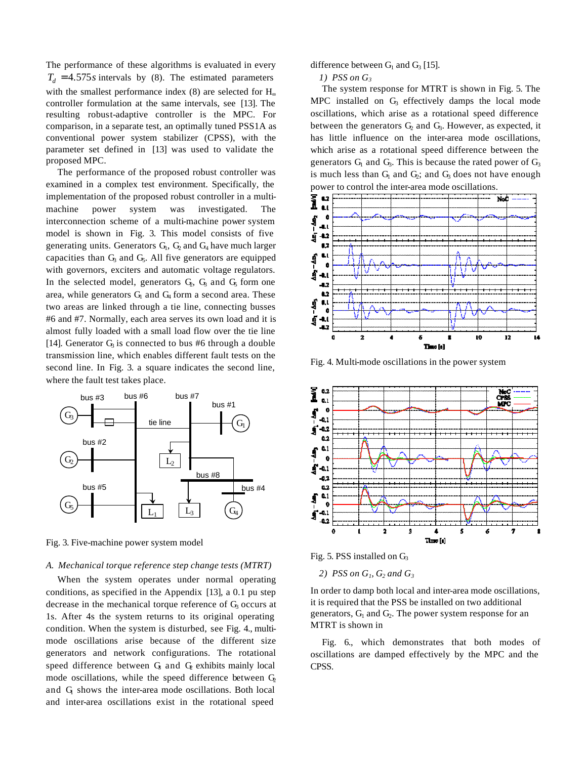The performance of these algorithms is evaluated in every $T_d = 4.575s$ intervals by (8). The estimated parameters with the smallest performance index (8) are selected for $H_\infty$ controller formulation at the same intervals, see [13]. The resulting robust-adaptive controller is the MPC. For comparison, in a separate test, an optimally tuned PSS1A as conventional power system stabilizer (CPSS), with the parameter set defined in [13] was used to validate the proposed MPC.

The performance of the proposed robust controller was examined in a complex test environment. Specifically, the implementation of the proposed robust controller in a multi-machine power system was investigated. The interconnection scheme of a multi-machine power system model is shown in Fig. 3. This model consists of five generating units. Generators $G_1$, $G_2$ and $G_4$ have much larger capacities than $G_3$ and $G_5$. All five generators are equipped with governors, exciters and automatic voltage regulators. In the selected model, generators $G_2$, $G_3$ and $G_5$ form one area, while generators $G_1$ and $G_4$ form a second area. These two areas are linked through a tie line, connecting busses #6 and #7. Normally, each area serves its own load and it is almost fully loaded with a small load flow over the tie line [14]. Generator $G_3$ is connected to bus #6 through a double transmission line, which enables different fault tests on the second line. In Fig. 3. a square indicates the second line, where the fault test takes place.

Fig. 3. Five-machine power system model

### A. Mechanical torque reference step change tests (MTRT)

When the system operates under normal operating conditions, as specified in the Appendix [13], a 0.1 pu step decrease in the mechanical torque reference of $G_3$ occurs at 1s. After 4s the system returns to its original operating condition. When the system is disturbed, see Fig. 4., multi-mode oscillations arise because of the different size generators and network configurations. The rotational speed difference between $G_3$ and $G_2$ exhibits mainly local mode oscillations, while the speed difference between $G_2$ and $G_1$ shows the inter-area mode oscillations. Both local and inter-area oscillations exist in the rotational speed difference between $G_1$ and $G_3$ [15].

*1) PSS on $G_3$*

The system response for MTRT is shown in Fig. 5. The MPC installed on $G_3$ effectively damps the local mode oscillations, which arise as a rotational speed difference between the generators $G_2$ and $G_3$. However, as expected, it has little influence on the inter-area mode oscillations, which arise as a rotational speed difference between the generators $G_1$ and $G_3$. This is because the rated power of $G_3$ is much less than $G_1$ and $G_2$; and $G_3$ does not have enough power to control the inter-area mode oscillations.

Fig. 4. Multi-mode oscillations in the power system

Fig. 5. PSS installed on $G_3$

*2) PSS on $G_1$, $G_2$ and $G_3$*

In order to damp both local and inter-area mode oscillations, it is required that the PSS be installed on two additional generators, $G_1$ and $G_2$. The power system response for an MTRT is shown in

Fig. 6., which demonstrates that both modes of oscillations are damped effectively by the MPC and the CPSS.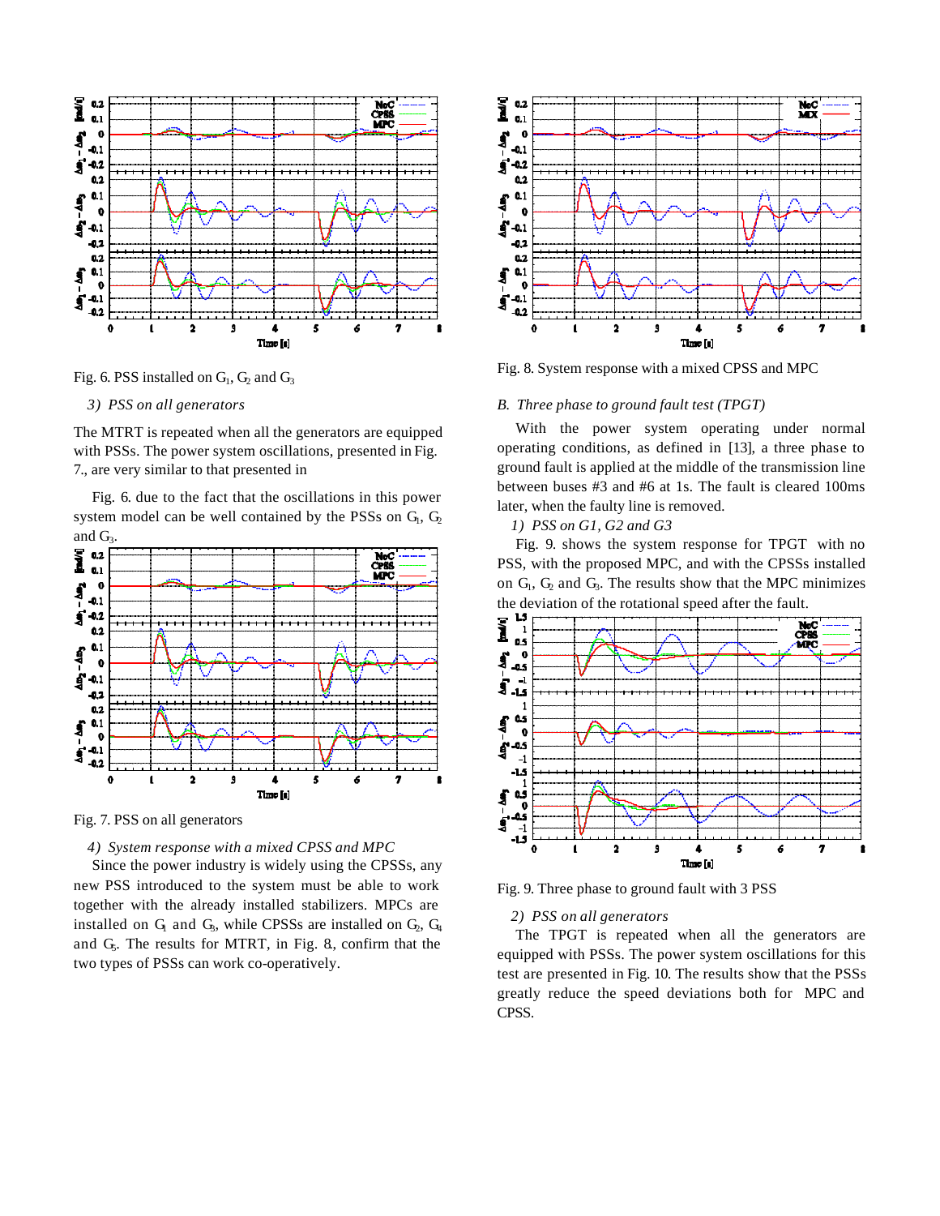Fig. 6. PSS installed on $G_1$, $G_2$ and $G_3$

### 3) PSS on all generators

The MTRT is repeated when all the generators are equipped with PSSs. The power system oscillations, presented in Fig. 7., are very similar to that presented in

Fig. 6. due to the fact that the oscillations in this power system model can be well contained by the PSSs on $G_1$, $G_2$ and $G_3$.

Fig. 7. PSS on all generators

### 4) System response with a mixed CPSS and MPC

Since the power industry is widely using the CPSSs, any new PSS introduced to the system must be able to work together with the already installed stabilizers. MPCs are installed on $G_1$ and $G_3$, while CPSSs are installed on $G_2$, $G_4$ and $G_5$. The results for MTRT, in Fig. 8., confirm that the two types of PSSs can work co-operatively.

Fig. 8. System response with a mixed CPSS and MPC

## B. Three phase to ground fault test (TPGT)

With the power system operating under normal operating conditions, as defined in [13], a three phase to ground fault is applied at the middle of the transmission line between buses #3 and #6 at 1s. The fault is cleared 100ms later, when the faulty line is removed.

### 1) PSS on G1, G2 and G3

Fig. 9. shows the system response for TPGT with no PSS, with the proposed MPC, and with the CPSSs installed on $G_1$, $G_2$ and $G_3$. The results show that the MPC minimizes the deviation of the rotational speed after the fault.

Fig. 9. Three phase to ground fault with 3 PSS

### 2) PSS on all generators

The TPGT is repeated when all the generators are equipped with PSSs. The power system oscillations for this test are presented in Fig. 10. The results show that the PSSs greatly reduce the speed deviations both for MPC and CPSS.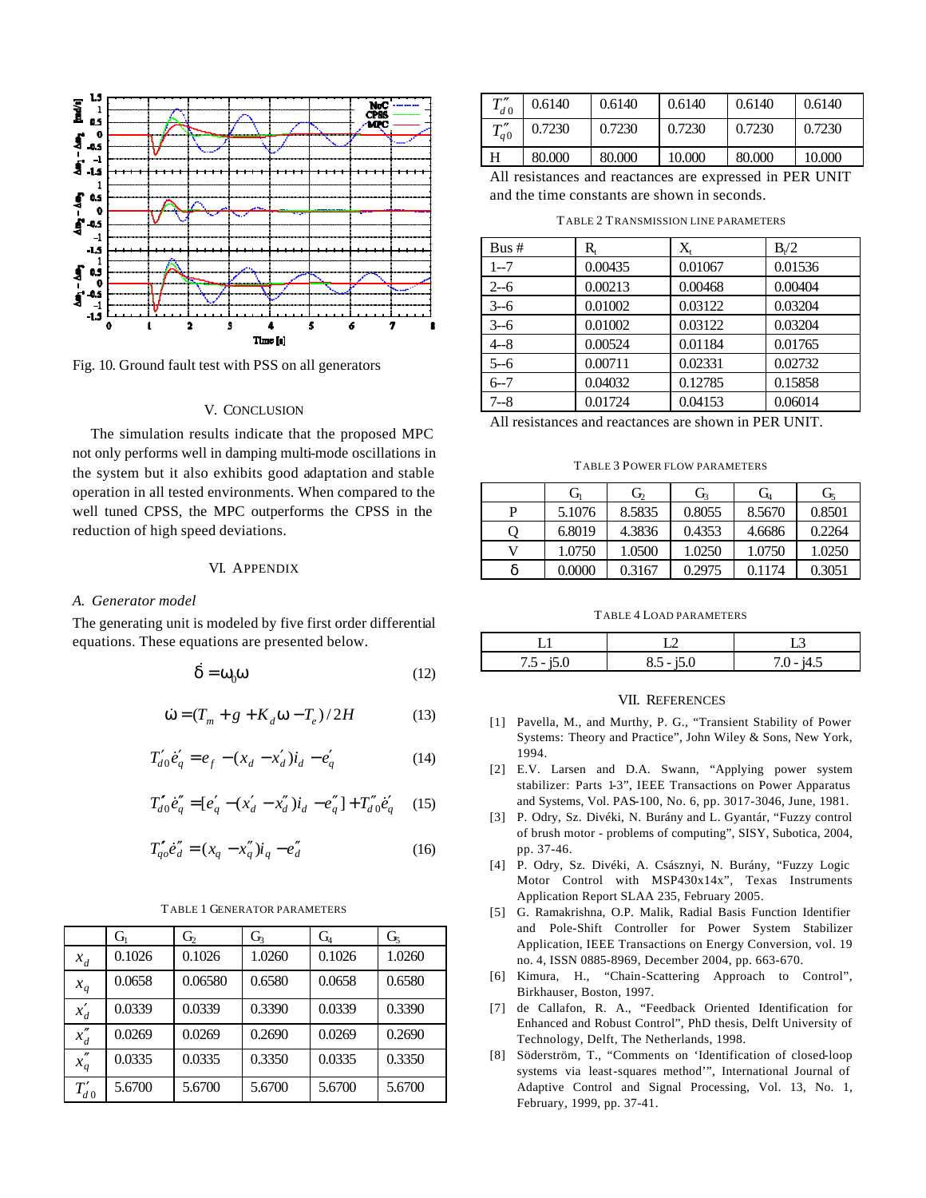Fig. 10. Ground fault test with PSS on all generators

## V. CONCLUSION

The simulation results indicate that the proposed MPC not only performs well in damping multi-mode oscillations in the system but it also exhibits good adaptation and stable operation in all tested environments. When compared to the well tuned CPSS, the MPC outperforms the CPSS in the reduction of high speed deviations.

## VI. APPENDIX

### A. Generator model

The generating unit is modeled by five first order differential equations. These equations are presented below.

$$\dot{\delta} = \omega_0 \omega \tag{12}$$

$$\dot{\omega} = (T_m + g + K_d \omega - T_e)/2H \tag{13}$$

$$T'_{d0} \dot{e}'_q = e_f - (x_d - x'_d) i_d - e'_q \tag{14}$$

$$T''_{d0} \dot{e}''_q = [e'_q - (x'_d - x''_d) i_d - e''_q] + T''_{d0} \dot{e}'_q \tag{15}$$

$$T''_{qo} \dot{e}''_d = (x_q - x''_q) i_q - e''_d \tag{16}$$

TABLE 1 GENERATOR PARAMETERS

| | $G_1$ | $G_2$ | $G_3$ | $G_4$ | $G_5$ |
|---|---|---|---|---|---|
| $x_d$ | 0.1026 | 0.1026 | 1.0260 | 0.1026 | 1.0260 |
| $x_q$ | 0.0658 | 0.06580 | 0.6580 | 0.0658 | 0.6580 |
| $x'_d$ | 0.0339 | 0.0339 | 0.3390 | 0.0339 | 0.3390 |
| $x''_d$ | 0.0269 | 0.0269 | 0.2690 | 0.0269 | 0.2690 |
| $x''_q$ | 0.0335 | 0.0335 | 0.3350 | 0.0335 | 0.3350 |
| $T'_{d0}$ | 5.6700 | 5.6700 | 5.6700 | 5.6700 | 5.6700 |
| $T''_{d0}$ | 0.6140 | 0.6140 | 0.6140 | 0.6140 | 0.6140 |
| $T''_{q0}$ | 0.7230 | 0.7230 | 0.7230 | 0.7230 | 0.7230 |
| H | 80.000 | 80.000 | 10.000 | 80.000 | 10.000 |

All resistances and reactances are expressed in PER UNIT and the time constants are shown in seconds.

TABLE 2 TRANSMISSION LINE PARAMETERS

| Bus # | $R_t$ | $X_t$ | $B_t/2$ |
|---|---|---|---|
| 1--7 | 0.00435 | 0.01067 | 0.01536 |
| 2--6 | 0.00213 | 0.00468 | 0.00404 |
| 3--6 | 0.01002 | 0.03122 | 0.03204 |
| 3--6 | 0.01002 | 0.03122 | 0.03204 |
| 4--8 | 0.00524 | 0.01184 | 0.01765 |
| 5--6 | 0.00711 | 0.02331 | 0.02732 |
| 6--7 | 0.04032 | 0.12785 | 0.15858 |
| 7--8 | 0.01724 | 0.04153 | 0.06014 |

All resistances and reactances are shown in PER UNIT.

TABLE 3 POWER FLOW PARAMETERS

| | $G_1$ | $G_2$ | $G_3$ | $G_4$ | $G_5$ |
|---|---|---|---|---|---|
| P | 5.1076 | 8.5835 | 0.8055 | 8.5670 | 0.8501 |
| Q | 6.8019 | 4.3836 | 0.4353 | 4.6686 | 0.2264 |
| V | 1.0750 | 1.0500 | 1.0250 | 1.0750 | 1.0250 |
| $\delta$ | 0.0000 | 0.3167 | 0.2975 | 0.1174 | 0.3051 |

TABLE 4 LOAD PARAMETERS

| L1 | L2 | L3 |
|---|---|---|
| 7.5 - j5.0 | 8.5 - j5.0 | 7.0 - j4.5 |

## VII. REFERENCES

[1] Pavella, M., and Murthy, P. G., "Transient Stability of Power Systems: Theory and Practice", John Wiley & Sons, New York, 1994.

[2] E.V. Larsen and D.A. Swann, "Applying power system stabilizer: Parts 1-3", IEEE Transactions on Power Apparatus and Systems, Vol. PAS-100, No. 6, pp. 3017-3046, June, 1981.

[3] P. Odry, Sz. Divéki, N. Burány and L. Gyantár, "Fuzzy control of brush motor - problems of computing", SISY, Subotica, 2004, pp. 37-46.

[4] P. Odry, Sz. Divéki, A. Császnyi, N. Burány, "Fuzzy Logic Motor Control with MSP430x14x", Texas Instruments Application Report SLAA 235, February 2005.

[5] G. Ramakrishna, O.P. Malik, Radial Basis Function Identifier and Pole-Shift Controller for Power System Stabilizer Application, IEEE Transactions on Energy Conversion, vol. 19 no. 4, ISSN 0885-8969, December 2004, pp. 663-670.

[6] Kimura, H., "Chain-Scattering Approach to Control", Birkhauser, Boston, 1997.

[7] de Callafon, R. A., "Feedback Oriented Identification for Enhanced and Robust Control", PhD thesis, Delft University of Technology, Delft, The Netherlands, 1998.

[8] Söderström, T., "Comments on 'Identification of closed-loop systems via least-squares method'", International Journal of Adaptive Control and Signal Processing, Vol. 13, No. 1, February, 1999, pp. 37-41.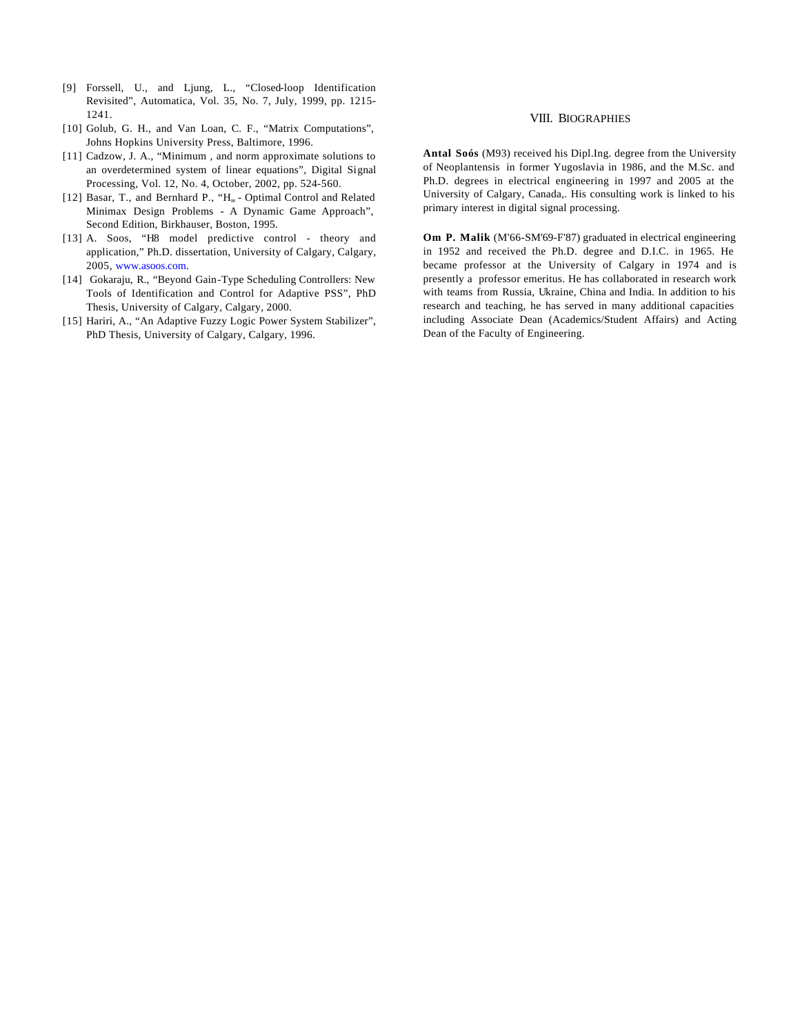[9] Forssell, U., and Ljung, L., "Closed-loop Identification Revisited", Automatica, Vol. 35, No. 7, July, 1999, pp. 1215-1241.

[10] Golub, G. H., and Van Loan, C. F., "Matrix Computations", Johns Hopkins University Press, Baltimore, 1996.

[11] Cadzow, J. A., "Minimum , and norm approximate solutions to an overdetermined system of linear equations", Digital Signal Processing, Vol. 12, No. 4, October, 2002, pp. 524-560.

[12] Basar, T., and Bernhard P., "$H_\infty$ - Optimal Control and Related Minimax Design Problems - A Dynamic Game Approach", Second Edition, Birkhauser, Boston, 1995.

[13] A. Soos, "H8 model predictive control - theory and application," Ph.D. dissertation, University of Calgary, Calgary, 2005, www.asoos.com.

[14] Gokaraju, R., "Beyond Gain-Type Scheduling Controllers: New Tools of Identification and Control for Adaptive PSS", PhD Thesis, University of Calgary, Calgary, 2000.

[15] Hariri, A., "An Adaptive Fuzzy Logic Power System Stabilizer", PhD Thesis, University of Calgary, Calgary, 1996.

## VIII. Biographies

**Antal Soós** (M93) received his Dipl.Ing. degree from the University of Neoplantensis in former Yugoslavia in 1986, and the M.Sc. and Ph.D. degrees in electrical engineering in 1997 and 2005 at the University of Calgary, Canada,. His consulting work is linked to his primary interest in digital signal processing.

**Om P. Malik** (M'66-SM'69-F'87) graduated in electrical engineering in 1952 and received the Ph.D. degree and D.I.C. in 1965. He became professor at the University of Calgary in 1974 and is presently a professor emeritus. He has collaborated in research work with teams from Russia, Ukraine, China and India. In addition to his research and teaching, he has served in many additional capacities including Associate Dean (Academics/Student Affairs) and Acting Dean of the Faculty of Engineering.